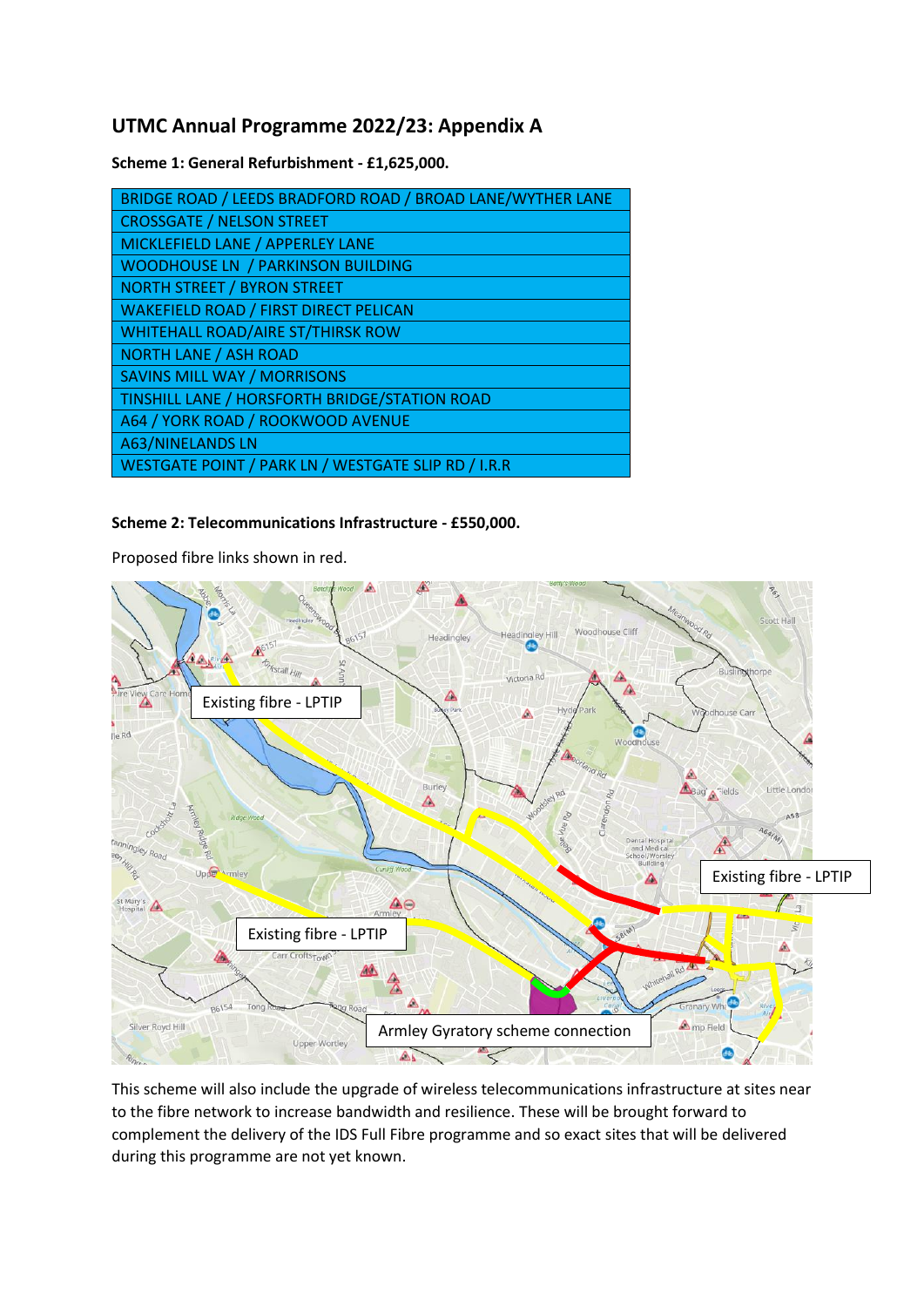## UTMC Annual Programme 2022/23: Appendix A

**Scheme 1: General Refurbishment - £1,625,000.**

| |
|---|
| BRIDGE ROAD / LEEDS BRADFORD ROAD / BROAD LANE/WYTHER LANE |
| CROSSGATE / NELSON STREET |
| MICKLEFIELD LANE / APPERLEY LANE |
| WOODHOUSE LN / PARKINSON BUILDING |
| NORTH STREET / BYRON STREET |
| WAKEFIELD ROAD / FIRST DIRECT PELICAN |
| WHITEHALL ROAD/AIRE ST/THIRSK ROW |
| NORTH LANE / ASH ROAD |
| SAVINS MILL WAY / MORRISONS |
| TINSHILL LANE / HORSFORTH BRIDGE/STATION ROAD |
| A64 / YORK ROAD / ROOKWOOD AVENUE |
| A63/NINELANDS LN |
| WESTGATE POINT / PARK LN / WESTGATE SLIP RD / I.R.R |

**Scheme 2: Telecommunications Infrastructure - £550,000.**

Proposed fibre links shown in red.

This scheme will also include the upgrade of wireless telecommunications infrastructure at sites near to the fibre network to increase bandwidth and resilience. These will be brought forward to complement the delivery of the IDS Full Fibre programme and so exact sites that will be delivered during this programme are not yet known.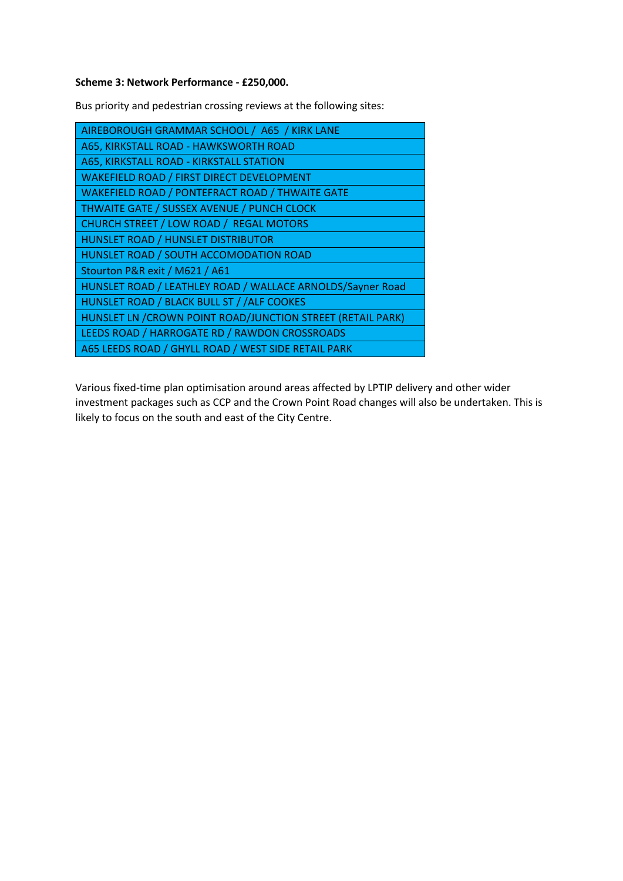**Scheme 3: Network Performance - £250,000.**

Bus priority and pedestrian crossing reviews at the following sites:

| |
|---|
| AIREBOROUGH GRAMMAR SCHOOL / A65 / KIRK LANE |
| A65, KIRKSTALL ROAD - HAWKSWORTH ROAD |
| A65, KIRKSTALL ROAD - KIRKSTALL STATION |
| WAKEFIELD ROAD / FIRST DIRECT DEVELOPMENT |
| WAKEFIELD ROAD / PONTEFRACT ROAD / THWAITE GATE |
| THWAITE GATE / SUSSEX AVENUE / PUNCH CLOCK |
| CHURCH STREET / LOW ROAD / REGAL MOTORS |
| HUNSLET ROAD / HUNSLET DISTRIBUTOR |
| HUNSLET ROAD / SOUTH ACCOMODATION ROAD |
| Stourton P&R exit / M621 / A61 |
| HUNSLET ROAD / LEATHLEY ROAD / WALLACE ARNOLDS/Sayner Road |
| HUNSLET ROAD / BLACK BULL ST / /ALF COOKES |
| HUNSLET LN /CROWN POINT ROAD/JUNCTION STREET (RETAIL PARK) |
| LEEDS ROAD / HARROGATE RD / RAWDON CROSSROADS |
| A65 LEEDS ROAD / GHYLL ROAD / WEST SIDE RETAIL PARK |

Various fixed-time plan optimisation around areas affected by LPTIP delivery and other wider investment packages such as CCP and the Crown Point Road changes will also be undertaken. This is likely to focus on the south and east of the City Centre.